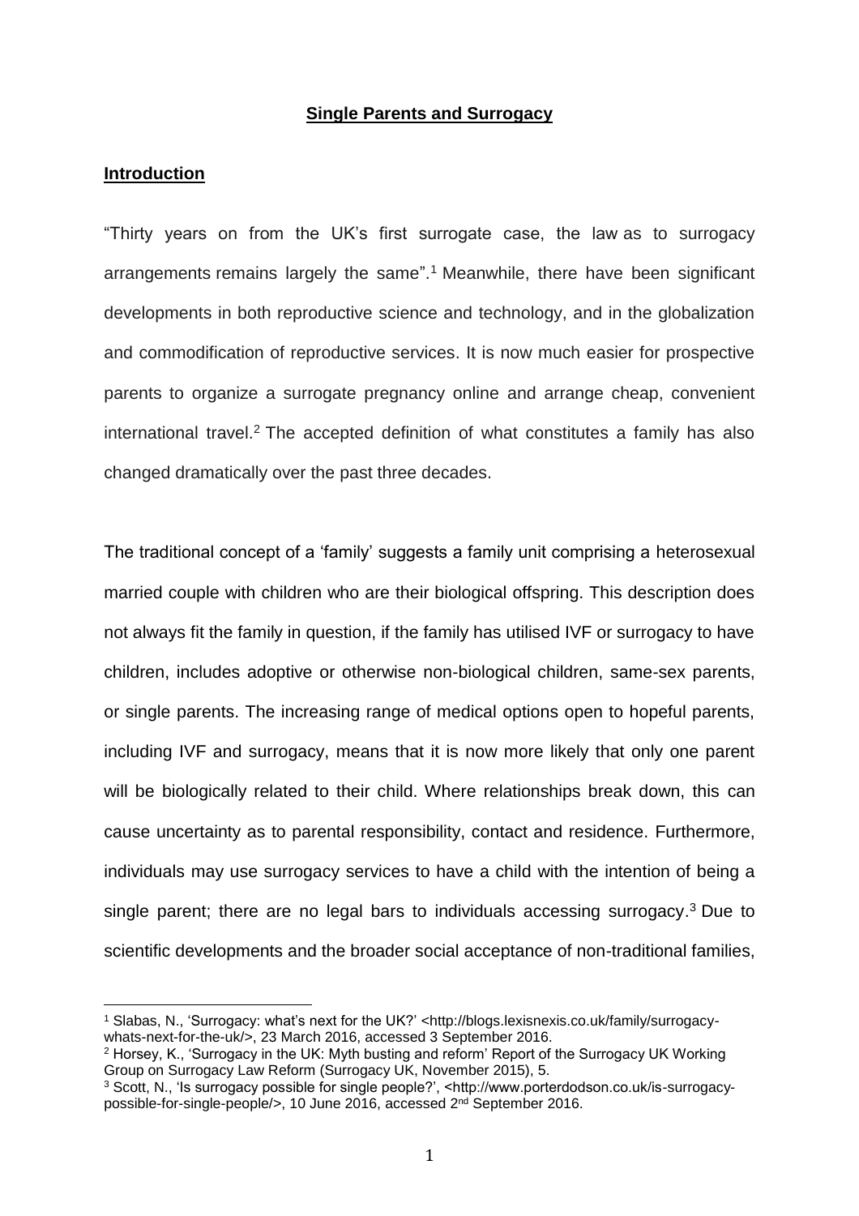## Single Parents and Surrogacy

### Introduction

"Thirty years on from the UK's first surrogate case, the law as to surrogacy arrangements remains largely the same".[1] Meanwhile, there have been significant developments in both reproductive science and technology, and in the globalization and commodification of reproductive services. It is now much easier for prospective parents to organize a surrogate pregnancy online and arrange cheap, convenient international travel.[2] The accepted definition of what constitutes a family has also changed dramatically over the past three decades.

The traditional concept of a 'family' suggests a family unit comprising a heterosexual married couple with children who are their biological offspring. This description does not always fit the family in question, if the family has utilised IVF or surrogacy to have children, includes adoptive or otherwise non-biological children, same-sex parents, or single parents. The increasing range of medical options open to hopeful parents, including IVF and surrogacy, means that it is now more likely that only one parent will be biologically related to their child. Where relationships break down, this can cause uncertainty as to parental responsibility, contact and residence. Furthermore, individuals may use surrogacy services to have a child with the intention of being a single parent; there are no legal bars to individuals accessing surrogacy.[3] Due to scientific developments and the broader social acceptance of non-traditional families,

---

[1] Slabas, N., 'Surrogacy: what's next for the UK?' <http://blogs.lexisnexis.co.uk/family/surrogacy-whats-next-for-the-uk/>, 23 March 2016, accessed 3 September 2016.

[2] Horsey, K., 'Surrogacy in the UK: Myth busting and reform' Report of the Surrogacy UK Working Group on Surrogacy Law Reform (Surrogacy UK, November 2015), 5.

[3] Scott, N., 'Is surrogacy possible for single people?', <http://www.porterdodson.co.uk/is-surrogacy-possible-for-single-people/>, 10 June 2016, accessed 2nd September 2016.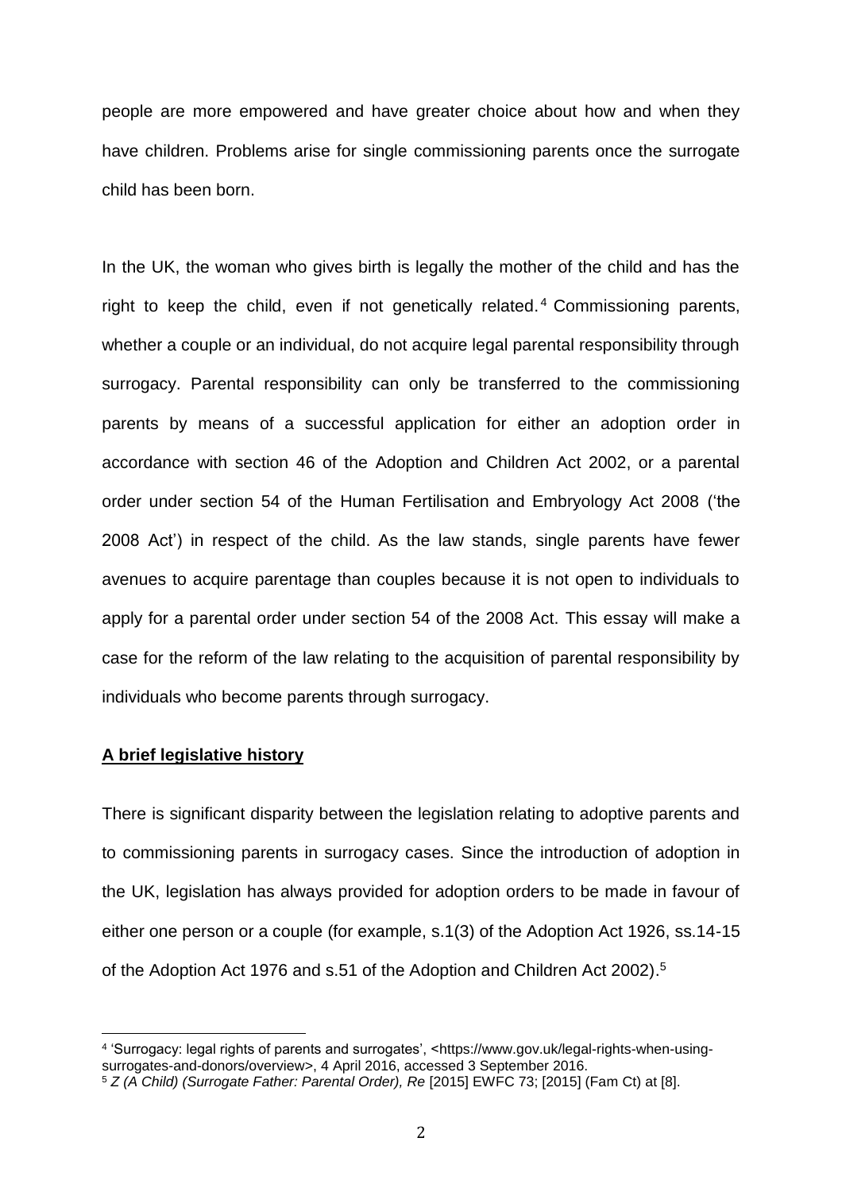people are more empowered and have greater choice about how and when they have children. Problems arise for single commissioning parents once the surrogate child has been born.

In the UK, the woman who gives birth is legally the mother of the child and has the right to keep the child, even if not genetically related.[4] Commissioning parents, whether a couple or an individual, do not acquire legal parental responsibility through surrogacy. Parental responsibility can only be transferred to the commissioning parents by means of a successful application for either an adoption order in accordance with section 46 of the Adoption and Children Act 2002, or a parental order under section 54 of the Human Fertilisation and Embryology Act 2008 ('the 2008 Act') in respect of the child. As the law stands, single parents have fewer avenues to acquire parentage than couples because it is not open to individuals to apply for a parental order under section 54 of the 2008 Act. This essay will make a case for the reform of the law relating to the acquisition of parental responsibility by individuals who become parents through surrogacy.

**<u>A brief legislative history</u>**

There is significant disparity between the legislation relating to adoptive parents and to commissioning parents in surrogacy cases. Since the introduction of adoption in the UK, legislation has always provided for adoption orders to be made in favour of either one person or a couple (for example, s.1(3) of the Adoption Act 1926, ss.14-15 of the Adoption Act 1976 and s.51 of the Adoption and Children Act 2002).[5]

[4] 'Surrogacy: legal rights of parents and surrogates', <https://www.gov.uk/legal-rights-when-using-surrogates-and-donors/overview>, 4 April 2016, accessed 3 September 2016.

[5] *Z (A Child) (Surrogate Father: Parental Order), Re* [2015] EWFC 73; [2015] (Fam Ct) at [8].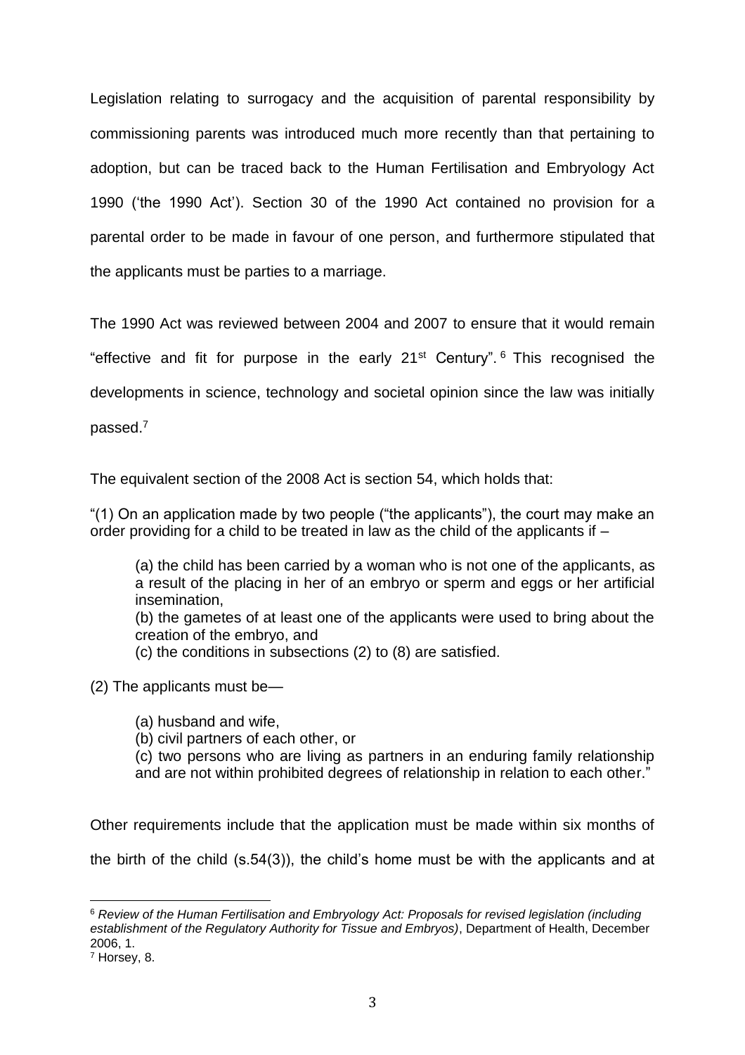Legislation relating to surrogacy and the acquisition of parental responsibility by commissioning parents was introduced much more recently than that pertaining to adoption, but can be traced back to the Human Fertilisation and Embryology Act 1990 ('the 1990 Act'). Section 30 of the 1990 Act contained no provision for a parental order to be made in favour of one person, and furthermore stipulated that the applicants must be parties to a marriage.

The 1990 Act was reviewed between 2004 and 2007 to ensure that it would remain "effective and fit for purpose in the early 21st Century".[6] This recognised the developments in science, technology and societal opinion since the law was initially passed.[7]

The equivalent section of the 2008 Act is section 54, which holds that:

"(1) On an application made by two people ("the applicants"), the court may make an order providing for a child to be treated in law as the child of the applicants if –

> (a) the child has been carried by a woman who is not one of the applicants, as a result of the placing in her of an embryo or sperm and eggs or her artificial insemination,
>
> (b) the gametes of at least one of the applicants were used to bring about the creation of the embryo, and
>
> (c) the conditions in subsections (2) to (8) are satisfied.

(2) The applicants must be—

> (a) husband and wife,
>
> (b) civil partners of each other, or
>
> (c) two persons who are living as partners in an enduring family relationship and are not within prohibited degrees of relationship in relation to each other."

Other requirements include that the application must be made within six months of the birth of the child (s.54(3)), the child's home must be with the applicants and at

---

[6] *Review of the Human Fertilisation and Embryology Act: Proposals for revised legislation (including establishment of the Regulatory Authority for Tissue and Embryos)*, Department of Health, December 2006, 1.

[7] Horsey, 8.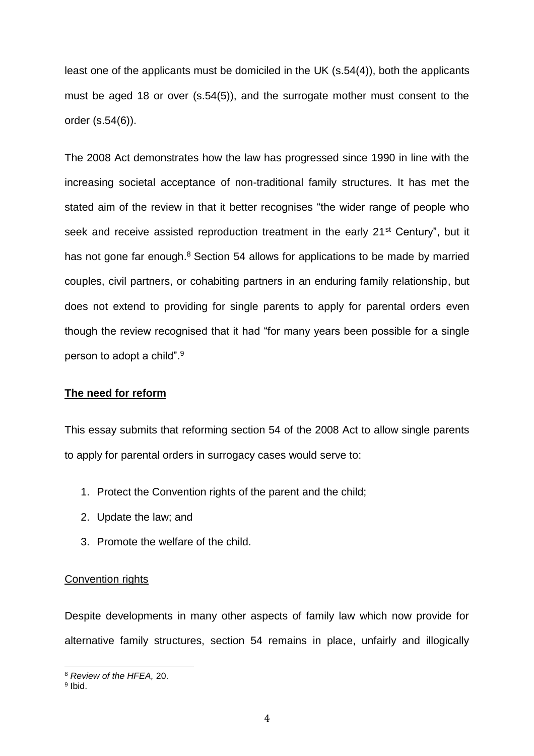least one of the applicants must be domiciled in the UK (s.54(4)), both the applicants must be aged 18 or over (s.54(5)), and the surrogate mother must consent to the order (s.54(6)).

The 2008 Act demonstrates how the law has progressed since 1990 in line with the increasing societal acceptance of non-traditional family structures. It has met the stated aim of the review in that it better recognises "the wider range of people who seek and receive assisted reproduction treatment in the early 21st Century", but it has not gone far enough.[8] Section 54 allows for applications to be made by married couples, civil partners, or cohabiting partners in an enduring family relationship, but does not extend to providing for single parents to apply for parental orders even though the review recognised that it had "for many years been possible for a single person to adopt a child".[9]

## The need for reform

This essay submits that reforming section 54 of the 2008 Act to allow single parents to apply for parental orders in surrogacy cases would serve to:

1. Protect the Convention rights of the parent and the child;
2. Update the law; and
3. Promote the welfare of the child.

### Convention rights

Despite developments in many other aspects of family law which now provide for alternative family structures, section 54 remains in place, unfairly and illogically

[8] *Review of the HFEA,* 20.

[9] Ibid.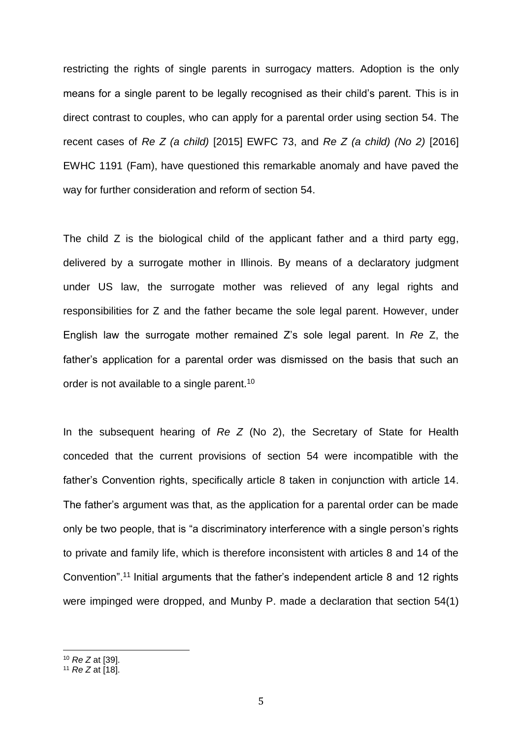restricting the rights of single parents in surrogacy matters. Adoption is the only means for a single parent to be legally recognised as their child's parent. This is in direct contrast to couples, who can apply for a parental order using section 54. The recent cases of *Re Z (a child)* [2015] EWFC 73, and *Re Z (a child) (No 2)* [2016] EWHC 1191 (Fam), have questioned this remarkable anomaly and have paved the way for further consideration and reform of section 54.

The child Z is the biological child of the applicant father and a third party egg, delivered by a surrogate mother in Illinois. By means of a declaratory judgment under US law, the surrogate mother was relieved of any legal rights and responsibilities for Z and the father became the sole legal parent. However, under English law the surrogate mother remained Z's sole legal parent. In *Re* Z, the father's application for a parental order was dismissed on the basis that such an order is not available to a single parent.[10]

In the subsequent hearing of *Re Z* (No 2), the Secretary of State for Health conceded that the current provisions of section 54 were incompatible with the father's Convention rights, specifically article 8 taken in conjunction with article 14. The father's argument was that, as the application for a parental order can be made only be two people, that is "a discriminatory interference with a single person's rights to private and family life, which is therefore inconsistent with articles 8 and 14 of the Convention".[11] Initial arguments that the father's independent article 8 and 12 rights were impinged were dropped, and Munby P. made a declaration that section 54(1)

[10] *Re Z* at [39].
[11] *Re Z* at [18].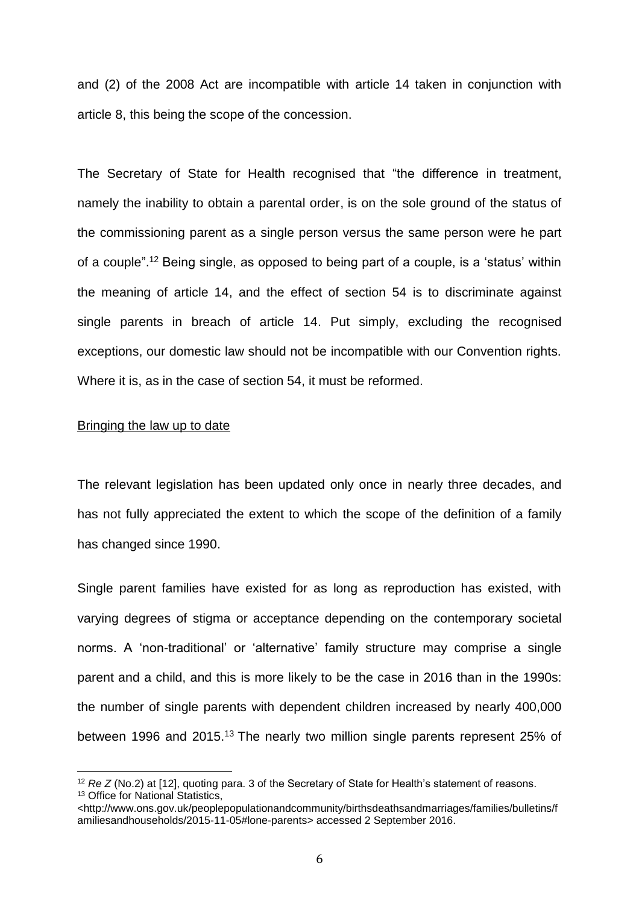and (2) of the 2008 Act are incompatible with article 14 taken in conjunction with article 8, this being the scope of the concession.

The Secretary of State for Health recognised that "the difference in treatment, namely the inability to obtain a parental order, is on the sole ground of the status of the commissioning parent as a single person versus the same person were he part of a couple".[12] Being single, as opposed to being part of a couple, is a 'status' within the meaning of article 14, and the effect of section 54 is to discriminate against single parents in breach of article 14. Put simply, excluding the recognised exceptions, our domestic law should not be incompatible with our Convention rights. Where it is, as in the case of section 54, it must be reformed.

<u>Bringing the law up to date</u>

The relevant legislation has been updated only once in nearly three decades, and has not fully appreciated the extent to which the scope of the definition of a family has changed since 1990.

Single parent families have existed for as long as reproduction has existed, with varying degrees of stigma or acceptance depending on the contemporary societal norms. A 'non-traditional' or 'alternative' family structure may comprise a single parent and a child, and this is more likely to be the case in 2016 than in the 1990s: the number of single parents with dependent children increased by nearly 400,000 between 1996 and 2015.[13] The nearly two million single parents represent 25% of

---

[12] *Re Z* (No.2) at [12], quoting para. 3 of the Secretary of State for Health's statement of reasons.

[13] Office for National Statistics, <http://www.ons.gov.uk/peoplepopulationandcommunity/birthsdeathsandmarriages/families/bulletins/familiesandhouseholds/2015-11-05#lone-parents> accessed 2 September 2016.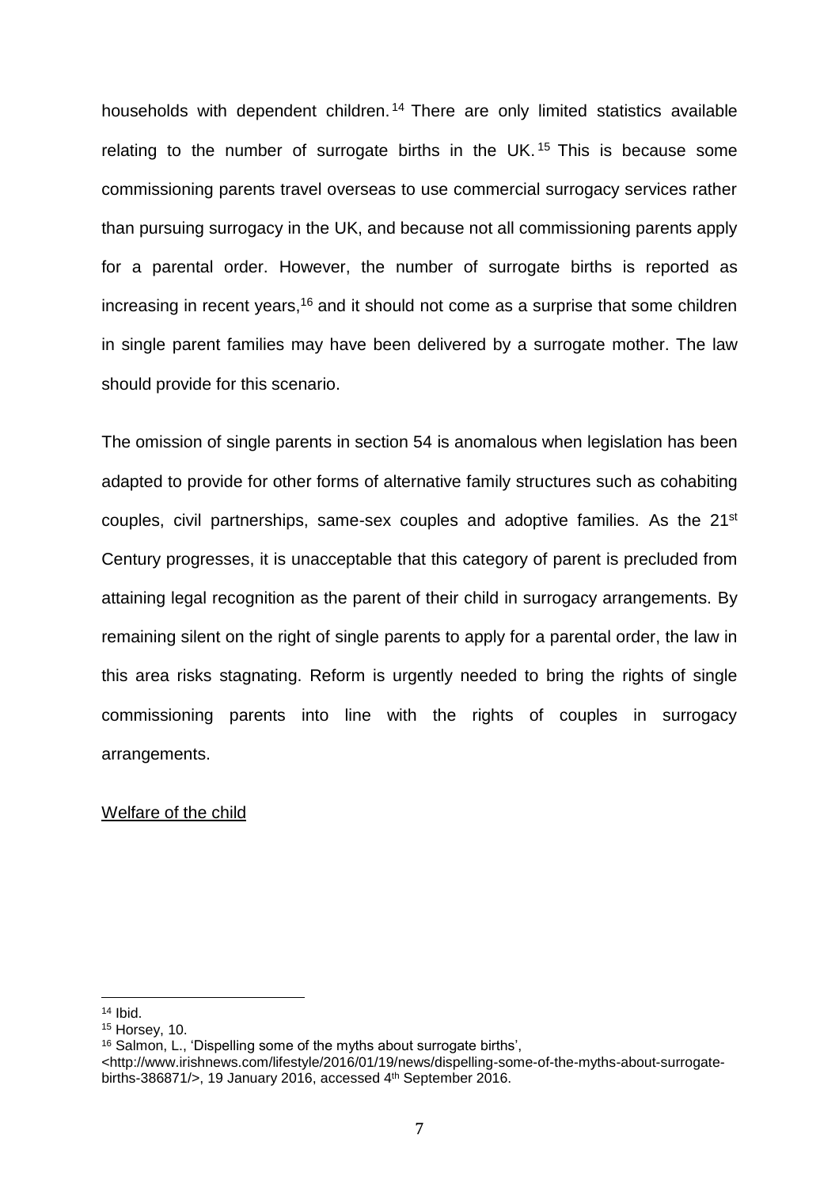households with dependent children.[14] There are only limited statistics available relating to the number of surrogate births in the UK.[15] This is because some commissioning parents travel overseas to use commercial surrogacy services rather than pursuing surrogacy in the UK, and because not all commissioning parents apply for a parental order. However, the number of surrogate births is reported as increasing in recent years,[16] and it should not come as a surprise that some children in single parent families may have been delivered by a surrogate mother. The law should provide for this scenario.

The omission of single parents in section 54 is anomalous when legislation has been adapted to provide for other forms of alternative family structures such as cohabiting couples, civil partnerships, same-sex couples and adoptive families. As the 21st Century progresses, it is unacceptable that this category of parent is precluded from attaining legal recognition as the parent of their child in surrogacy arrangements. By remaining silent on the right of single parents to apply for a parental order, the law in this area risks stagnating. Reform is urgently needed to bring the rights of single commissioning parents into line with the rights of couples in surrogacy arrangements.

<u>Welfare of the child</u>

---

[14] Ibid.

[15] Horsey, 10.

[16] Salmon, L., 'Dispelling some of the myths about surrogate births', <http://www.irishnews.com/lifestyle/2016/01/19/news/dispelling-some-of-the-myths-about-surrogate-births-386871/>, 19 January 2016, accessed 4th September 2016.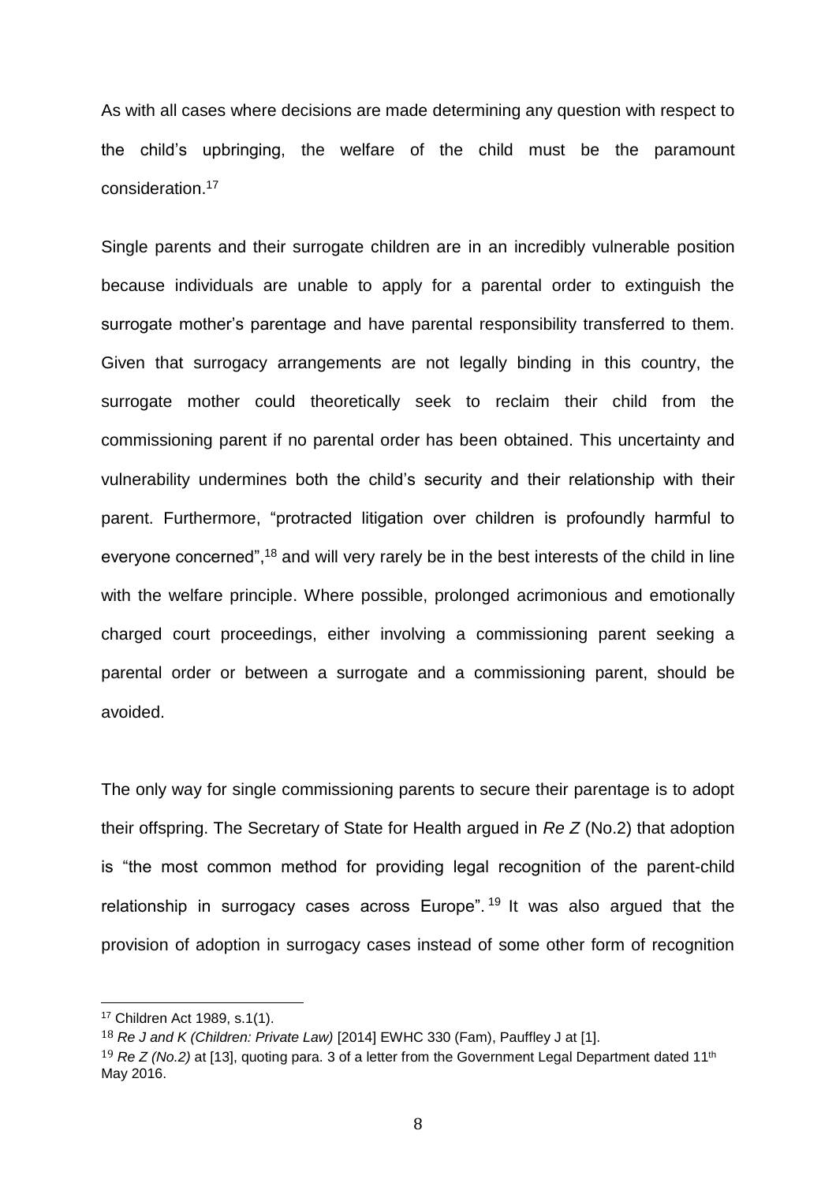As with all cases where decisions are made determining any question with respect to the child's upbringing, the welfare of the child must be the paramount consideration.[17]

Single parents and their surrogate children are in an incredibly vulnerable position because individuals are unable to apply for a parental order to extinguish the surrogate mother's parentage and have parental responsibility transferred to them. Given that surrogacy arrangements are not legally binding in this country, the surrogate mother could theoretically seek to reclaim their child from the commissioning parent if no parental order has been obtained. This uncertainty and vulnerability undermines both the child's security and their relationship with their parent. Furthermore, "protracted litigation over children is profoundly harmful to everyone concerned",[18] and will very rarely be in the best interests of the child in line with the welfare principle. Where possible, prolonged acrimonious and emotionally charged court proceedings, either involving a commissioning parent seeking a parental order or between a surrogate and a commissioning parent, should be avoided.

The only way for single commissioning parents to secure their parentage is to adopt their offspring. The Secretary of State for Health argued in *Re Z* (No.2) that adoption is "the most common method for providing legal recognition of the parent-child relationship in surrogacy cases across Europe".[19] It was also argued that the provision of adoption in surrogacy cases instead of some other form of recognition

---

[17] Children Act 1989, s.1(1).

[18] *Re J and K (Children: Private Law)* [2014] EWHC 330 (Fam), Pauffley J at [1].

[19] *Re Z (No.2)* at [13], quoting para. 3 of a letter from the Government Legal Department dated 11th May 2016.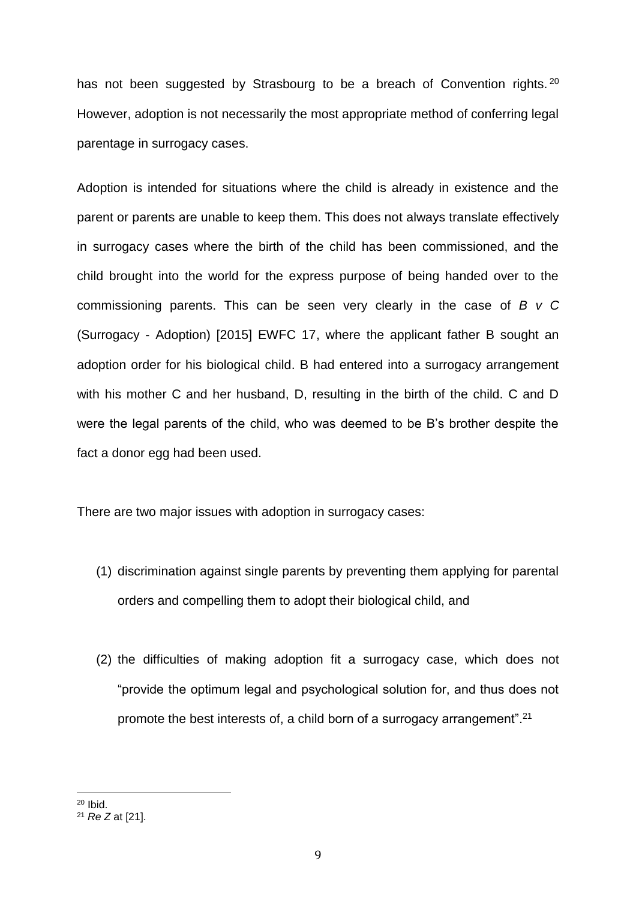has not been suggested by Strasbourg to be a breach of Convention rights.[20] However, adoption is not necessarily the most appropriate method of conferring legal parentage in surrogacy cases.

Adoption is intended for situations where the child is already in existence and the parent or parents are unable to keep them. This does not always translate effectively in surrogacy cases where the birth of the child has been commissioned, and the child brought into the world for the express purpose of being handed over to the commissioning parents. This can be seen very clearly in the case of *B v C* (Surrogacy - Adoption) [2015] EWFC 17, where the applicant father B sought an adoption order for his biological child. B had entered into a surrogacy arrangement with his mother C and her husband, D, resulting in the birth of the child. C and D were the legal parents of the child, who was deemed to be B's brother despite the fact a donor egg had been used.

There are two major issues with adoption in surrogacy cases:

(1) discrimination against single parents by preventing them applying for parental orders and compelling them to adopt their biological child, and

(2) the difficulties of making adoption fit a surrogacy case, which does not "provide the optimum legal and psychological solution for, and thus does not promote the best interests of, a child born of a surrogacy arrangement".[21]

---

[20] Ibid.

[21] *Re Z* at [21].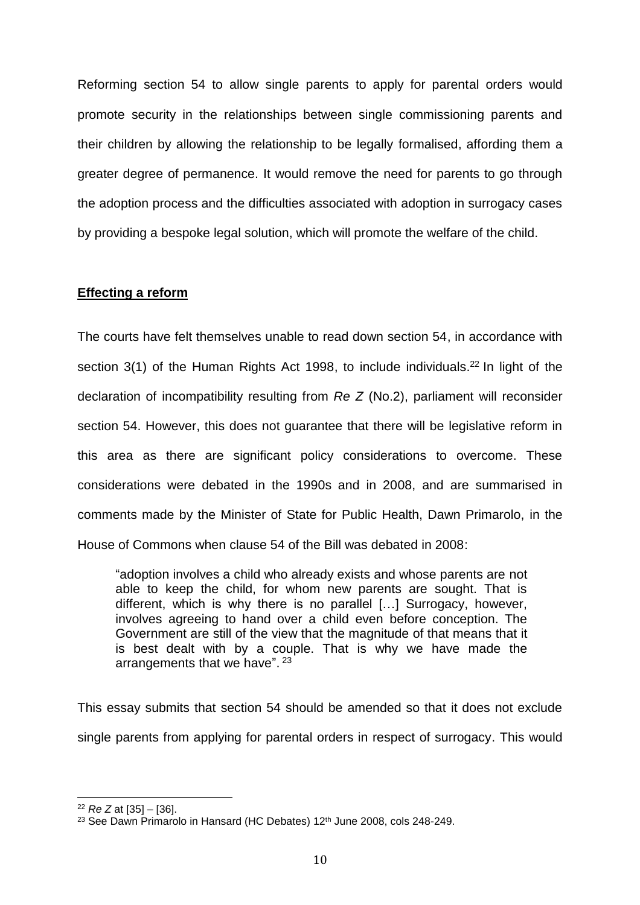Reforming section 54 to allow single parents to apply for parental orders would promote security in the relationships between single commissioning parents and their children by allowing the relationship to be legally formalised, affording them a greater degree of permanence. It would remove the need for parents to go through the adoption process and the difficulties associated with adoption in surrogacy cases by providing a bespoke legal solution, which will promote the welfare of the child.

**Effecting a reform**

The courts have felt themselves unable to read down section 54, in accordance with section 3(1) of the Human Rights Act 1998, to include individuals.[22] In light of the declaration of incompatibility resulting from *Re Z* (No.2), parliament will reconsider section 54. However, this does not guarantee that there will be legislative reform in this area as there are significant policy considerations to overcome. These considerations were debated in the 1990s and in 2008, and are summarised in comments made by the Minister of State for Public Health, Dawn Primarolo, in the House of Commons when clause 54 of the Bill was debated in 2008:

> "adoption involves a child who already exists and whose parents are not able to keep the child, for whom new parents are sought. That is different, which is why there is no parallel […] Surrogacy, however, involves agreeing to hand over a child even before conception. The Government are still of the view that the magnitude of that means that it is best dealt with by a couple. That is why we have made the arrangements that we have".[23]

This essay submits that section 54 should be amended so that it does not exclude single parents from applying for parental orders in respect of surrogacy. This would

---

[22] *Re Z* at [35] – [36].

[23] See Dawn Primarolo in Hansard (HC Debates) 12th June 2008, cols 248-249.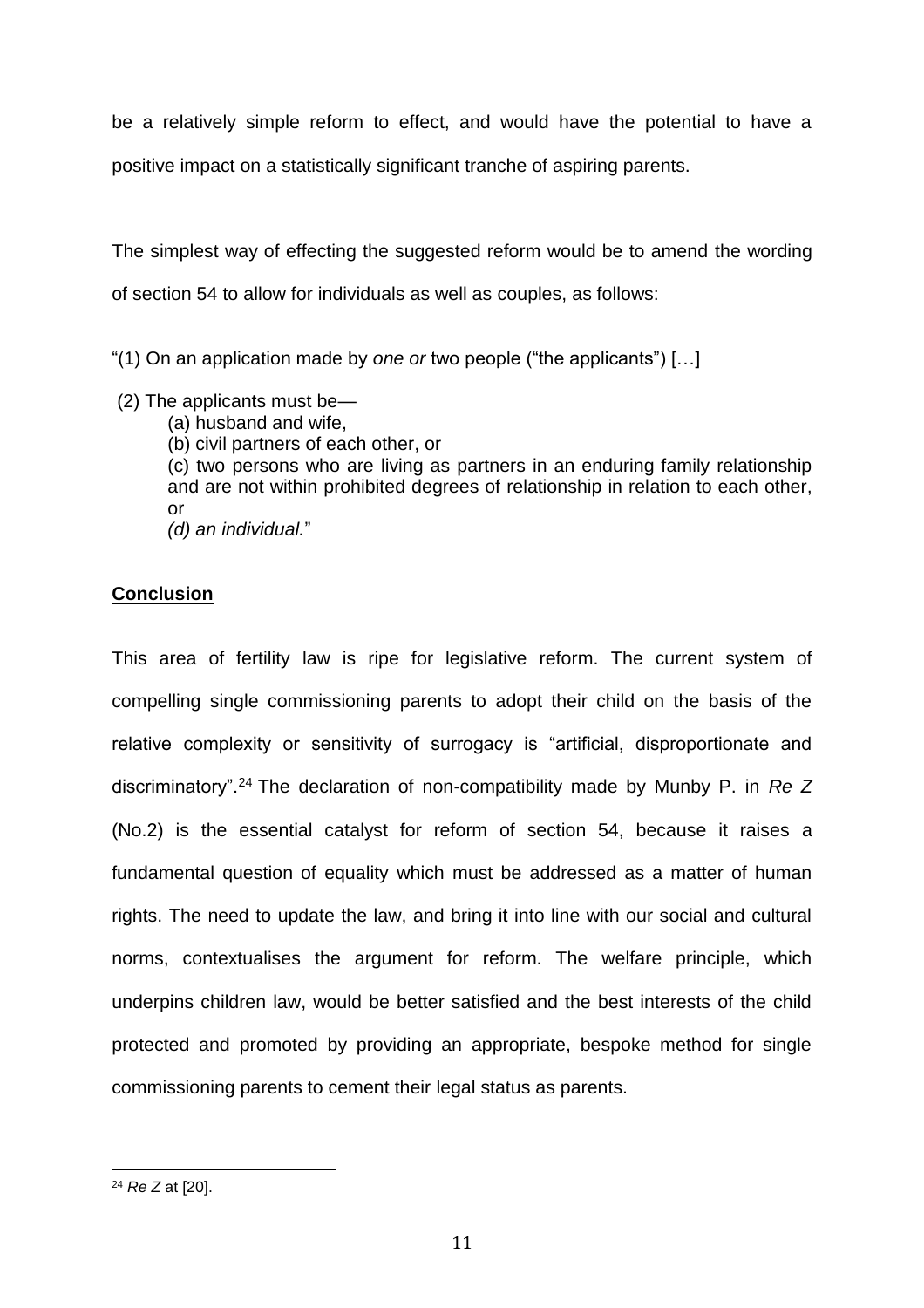be a relatively simple reform to effect, and would have the potential to have a positive impact on a statistically significant tranche of aspiring parents.

The simplest way of effecting the suggested reform would be to amend the wording of section 54 to allow for individuals as well as couples, as follows:

"(1) On an application made by *one or* two people ("the applicants") […]

(2) The applicants must be—
(a) husband and wife,
(b) civil partners of each other, or
(c) two persons who are living as partners in an enduring family relationship and are not within prohibited degrees of relationship in relation to each other, or
*(d) an individual.*"

## **Conclusion**

This area of fertility law is ripe for legislative reform. The current system of compelling single commissioning parents to adopt their child on the basis of the relative complexity or sensitivity of surrogacy is "artificial, disproportionate and discriminatory".[24] The declaration of non-compatibility made by Munby P. in *Re Z* (No.2) is the essential catalyst for reform of section 54, because it raises a fundamental question of equality which must be addressed as a matter of human rights. The need to update the law, and bring it into line with our social and cultural norms, contextualises the argument for reform. The welfare principle, which underpins children law, would be better satisfied and the best interests of the child protected and promoted by providing an appropriate, bespoke method for single commissioning parents to cement their legal status as parents.

---

[24] *Re Z* at [20].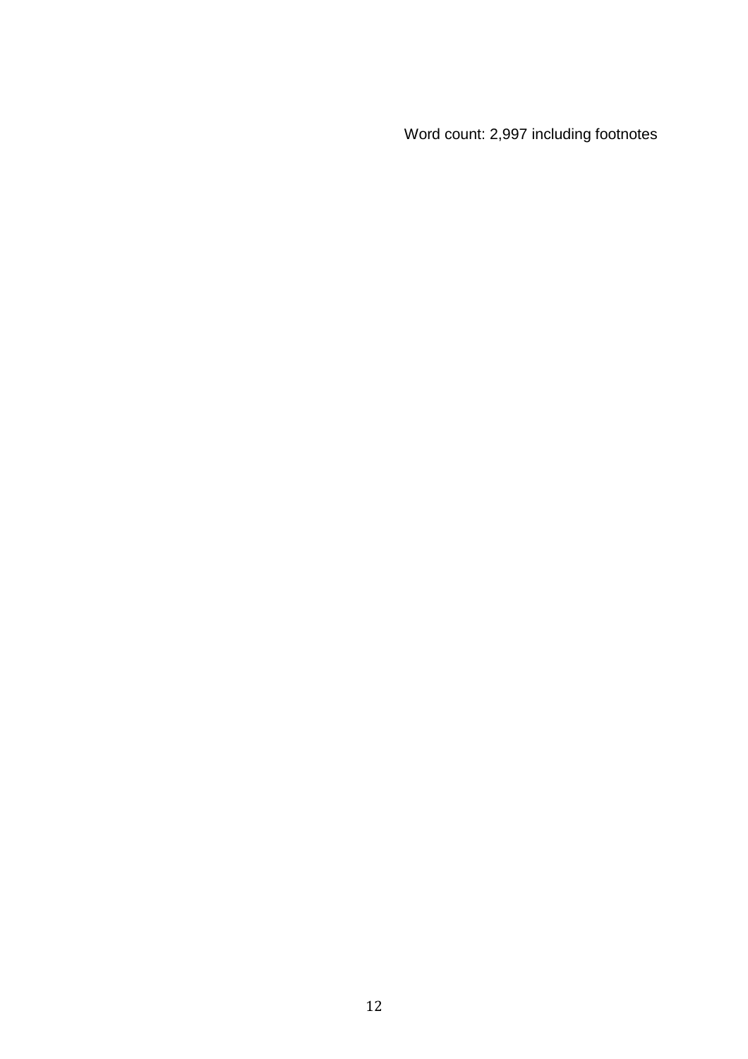Word count: 2,997 including footnotes